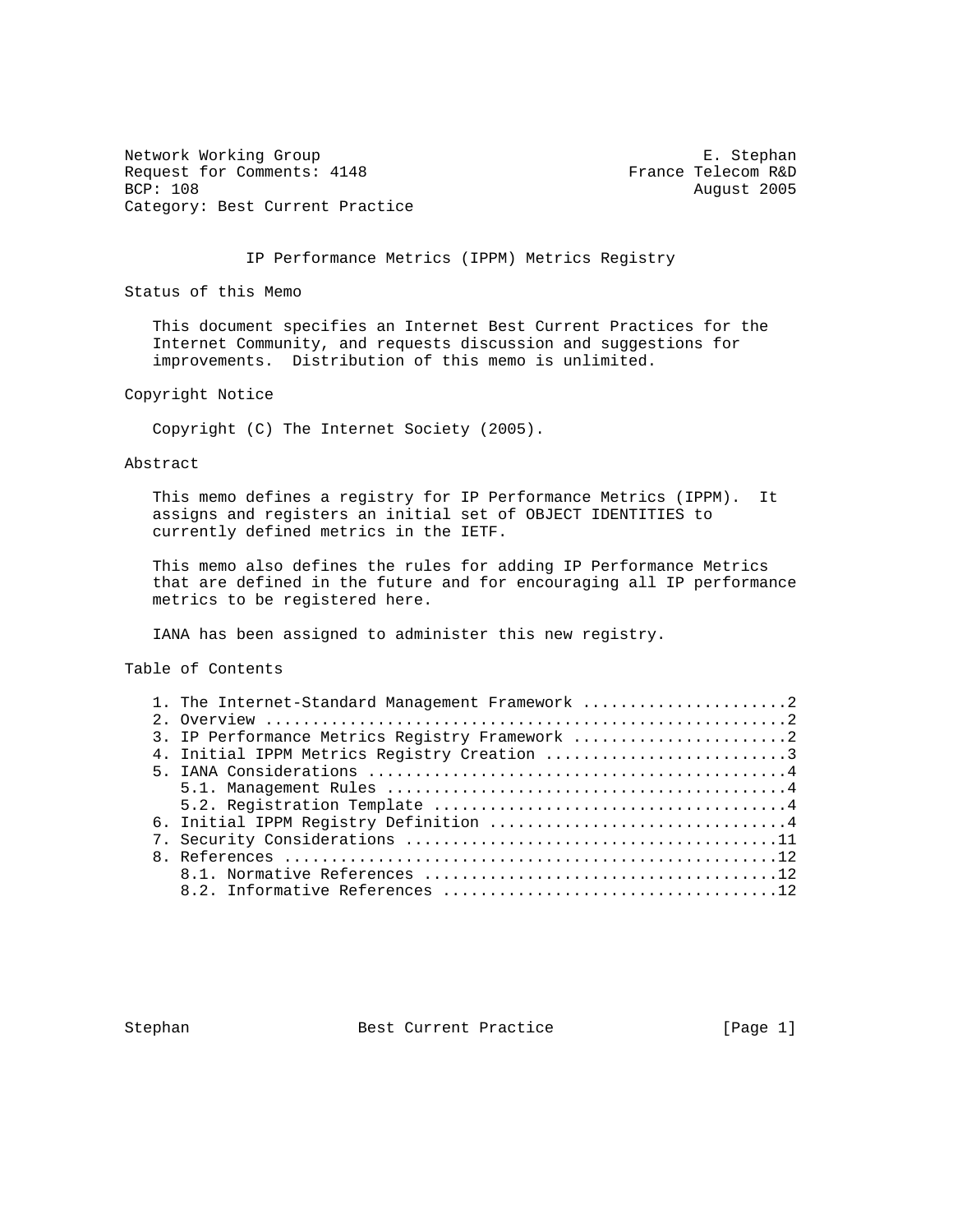Network Working Group E. Stephan
Request for Comments: 4148 France Telecom R&D
BCP: 108 August 2005
Category: Best Current Practice

# IP Performance Metrics (IPPM) Metrics Registry

## Status of this Memo

This document specifies an Internet Best Current Practices for the Internet Community, and requests discussion and suggestions for improvements. Distribution of this memo is unlimited.

## Copyright Notice

Copyright (C) The Internet Society (2005).

## Abstract

This memo defines a registry for IP Performance Metrics (IPPM). It assigns and registers an initial set of OBJECT IDENTITIES to currently defined metrics in the IETF.

This memo also defines the rules for adding IP Performance Metrics that are defined in the future and for encouraging all IP performance metrics to be registered here.

IANA has been assigned to administer this new registry.

## Table of Contents

```
1. The Internet-Standard Management Framework ......................2
2. Overview ........................................................2
3. IP Performance Metrics Registry Framework .......................2
4. Initial IPPM Metrics Registry Creation ..........................3
5. IANA Considerations .............................................4
   5.1. Management Rules ...........................................4
   5.2. Registration Template ......................................4
6. Initial IPPM Registry Definition ................................4
7. Security Considerations ........................................11
8. References .....................................................12
   8.1. Normative References ......................................12
   8.2. Informative References ....................................12
```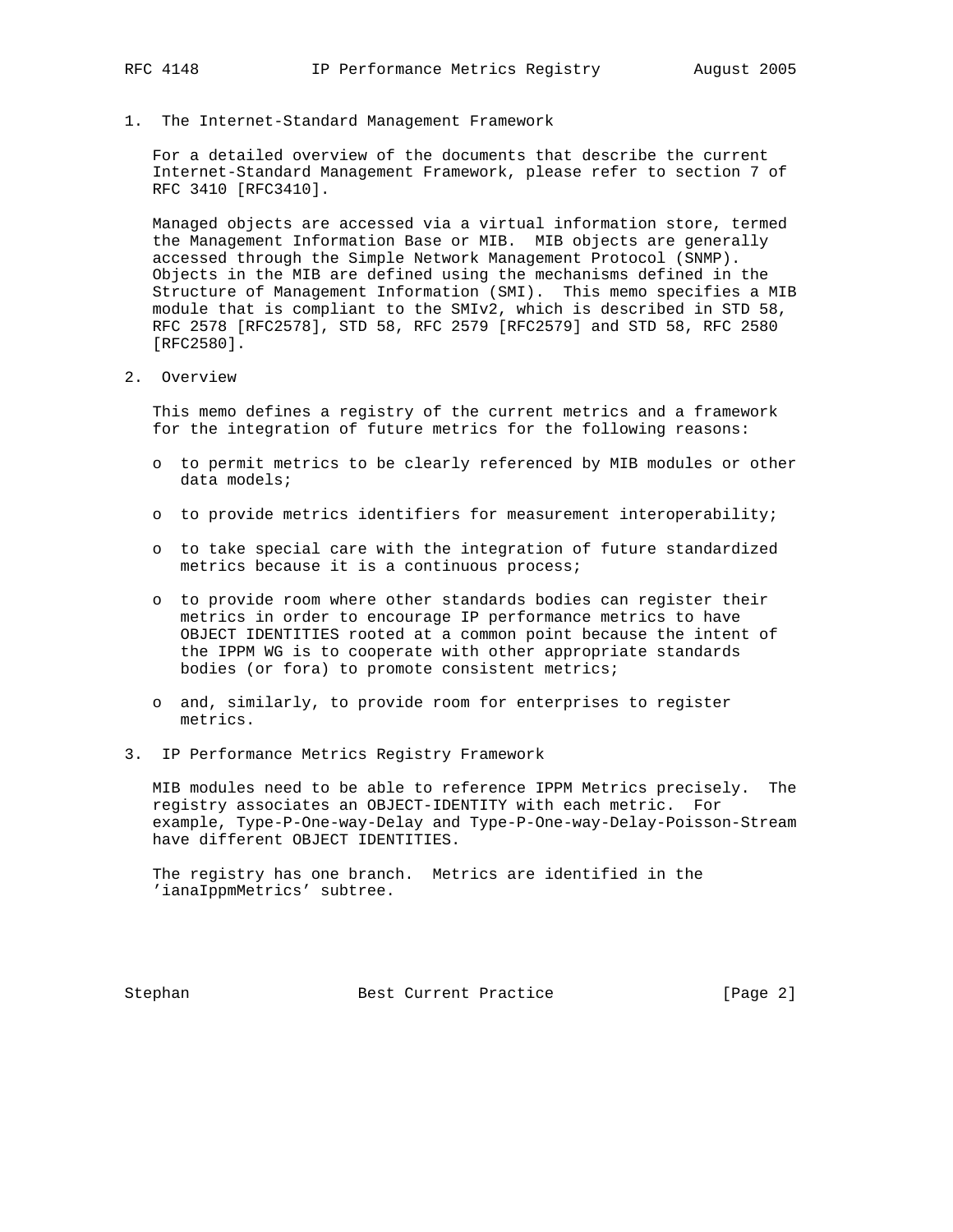## 1. The Internet-Standard Management Framework

For a detailed overview of the documents that describe the current Internet-Standard Management Framework, please refer to section 7 of RFC 3410 [RFC3410].

Managed objects are accessed via a virtual information store, termed the Management Information Base or MIB. MIB objects are generally accessed through the Simple Network Management Protocol (SNMP). Objects in the MIB are defined using the mechanisms defined in the Structure of Management Information (SMI). This memo specifies a MIB module that is compliant to the SMIv2, which is described in STD 58, RFC 2578 [RFC2578], STD 58, RFC 2579 [RFC2579] and STD 58, RFC 2580 [RFC2580].

## 2. Overview

This memo defines a registry of the current metrics and a framework for the integration of future metrics for the following reasons:

- to permit metrics to be clearly referenced by MIB modules or other data models;
- to provide metrics identifiers for measurement interoperability;
- to take special care with the integration of future standardized metrics because it is a continuous process;
- to provide room where other standards bodies can register their metrics in order to encourage IP performance metrics to have OBJECT IDENTITIES rooted at a common point because the intent of the IPPM WG is to cooperate with other appropriate standards bodies (or fora) to promote consistent metrics;
- and, similarly, to provide room for enterprises to register metrics.

## 3. IP Performance Metrics Registry Framework

MIB modules need to be able to reference IPPM Metrics precisely. The registry associates an OBJECT-IDENTITY with each metric. For example, Type-P-One-way-Delay and Type-P-One-way-Delay-Poisson-Stream have different OBJECT IDENTITIES.

The registry has one branch. Metrics are identified in the 'ianaIppmMetrics' subtree.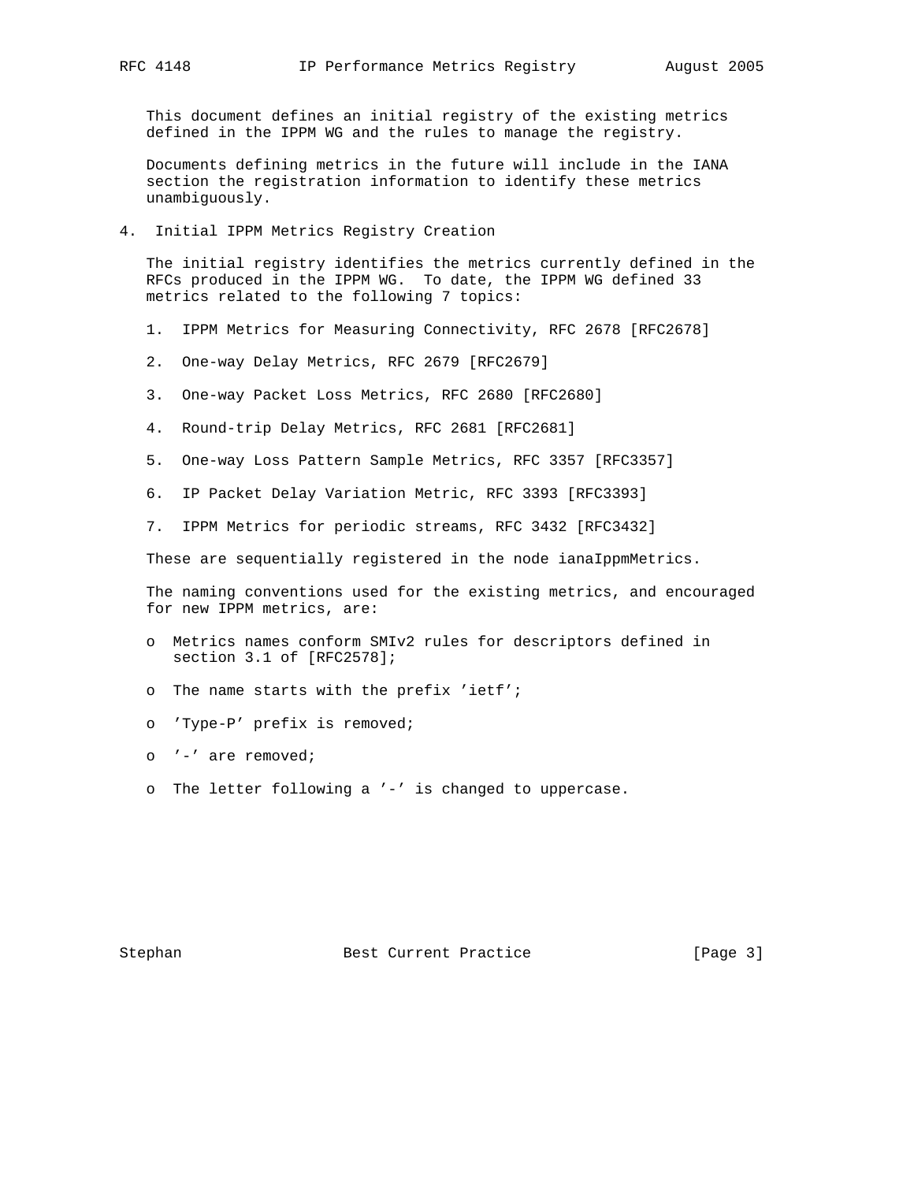This document defines an initial registry of the existing metrics defined in the IPPM WG and the rules to manage the registry.

Documents defining metrics in the future will include in the IANA section the registration information to identify these metrics unambiguously.

## 4. Initial IPPM Metrics Registry Creation

The initial registry identifies the metrics currently defined in the RFCs produced in the IPPM WG. To date, the IPPM WG defined 33 metrics related to the following 7 topics:

1. IPPM Metrics for Measuring Connectivity, RFC 2678 [RFC2678]

2. One-way Delay Metrics, RFC 2679 [RFC2679]

3. One-way Packet Loss Metrics, RFC 2680 [RFC2680]

4. Round-trip Delay Metrics, RFC 2681 [RFC2681]

5. One-way Loss Pattern Sample Metrics, RFC 3357 [RFC3357]

6. IP Packet Delay Variation Metric, RFC 3393 [RFC3393]

7. IPPM Metrics for periodic streams, RFC 3432 [RFC3432]

These are sequentially registered in the node ianaIppmMetrics.

The naming conventions used for the existing metrics, and encouraged for new IPPM metrics, are:

- Metrics names conform SMIv2 rules for descriptors defined in section 3.1 of [RFC2578];

- The name starts with the prefix 'ietf';

- 'Type-P' prefix is removed;

- '-' are removed;

- The letter following a '-' is changed to uppercase.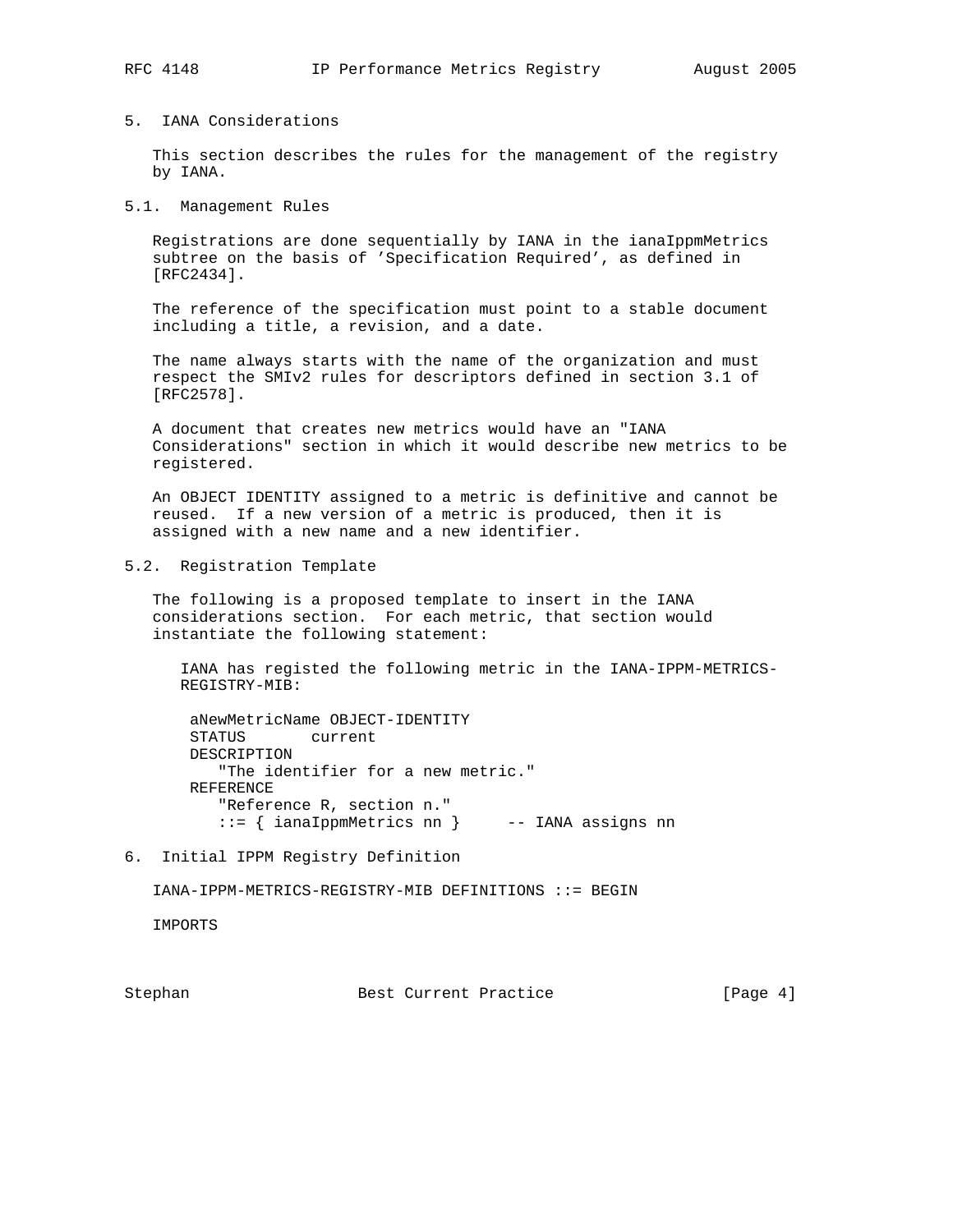## 5. IANA Considerations

This section describes the rules for the management of the registry by IANA.

### 5.1. Management Rules

Registrations are done sequentially by IANA in the ianaIppmMetrics subtree on the basis of 'Specification Required', as defined in [RFC2434].

The reference of the specification must point to a stable document including a title, a revision, and a date.

The name always starts with the name of the organization and must respect the SMIv2 rules for descriptors defined in section 3.1 of [RFC2578].

A document that creates new metrics would have an "IANA Considerations" section in which it would describe new metrics to be registered.

An OBJECT IDENTITY assigned to a metric is definitive and cannot be reused. If a new version of a metric is produced, then it is assigned with a new name and a new identifier.

### 5.2. Registration Template

The following is a proposed template to insert in the IANA considerations section. For each metric, that section would instantiate the following statement:

```
IANA has registed the following metric in the IANA-IPPM-METRICS-
REGISTRY-MIB:

 aNewMetricName OBJECT-IDENTITY
 STATUS       current
 DESCRIPTION
    "The identifier for a new metric."
 REFERENCE
    "Reference R, section n."
    ::= { ianaIppmMetrics nn }     -- IANA assigns nn
```

## 6. Initial IPPM Registry Definition

```
IANA-IPPM-METRICS-REGISTRY-MIB DEFINITIONS ::= BEGIN

IMPORTS
```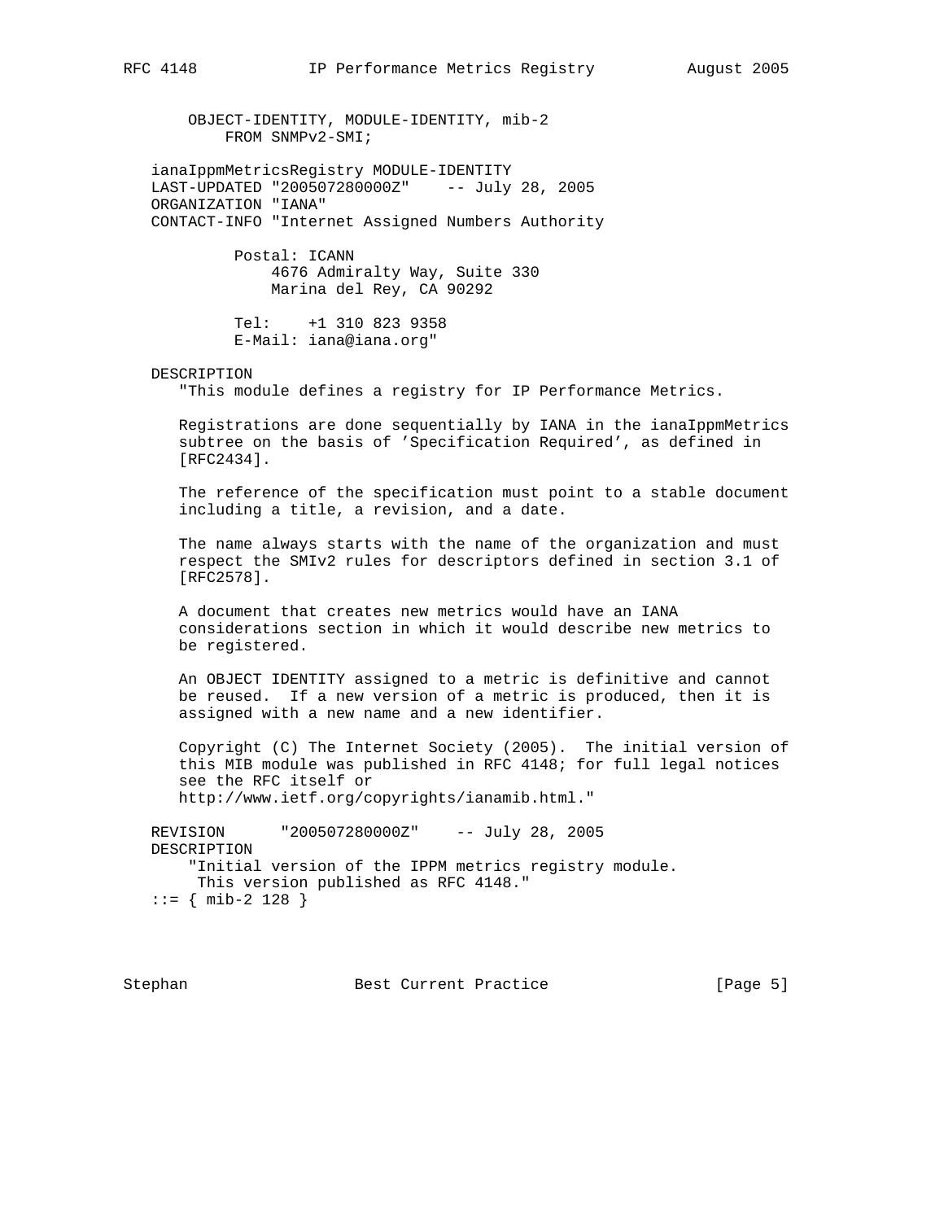```
       OBJECT-IDENTITY, MODULE-IDENTITY, mib-2
           FROM SNMPv2-SMI;

   ianaIppmMetricsRegistry MODULE-IDENTITY
   LAST-UPDATED "200507280000Z"    -- July 28, 2005
   ORGANIZATION "IANA"
   CONTACT-INFO "Internet Assigned Numbers Authority

            Postal: ICANN
                4676 Admiralty Way, Suite 330
                Marina del Rey, CA 90292

            Tel:    +1 310 823 9358
            E-Mail: iana@iana.org"

   DESCRIPTION
      "This module defines a registry for IP Performance Metrics.

      Registrations are done sequentially by IANA in the ianaIppmMetrics
      subtree on the basis of 'Specification Required', as defined in
      [RFC2434].

      The reference of the specification must point to a stable document
      including a title, a revision, and a date.

      The name always starts with the name of the organization and must
      respect the SMIv2 rules for descriptors defined in section 3.1 of
      [RFC2578].

      A document that creates new metrics would have an IANA
      considerations section in which it would describe new metrics to
      be registered.

      An OBJECT IDENTITY assigned to a metric is definitive and cannot
      be reused.  If a new version of a metric is produced, then it is
      assigned with a new name and a new identifier.

      Copyright (C) The Internet Society (2005).  The initial version of
      this MIB module was published in RFC 4148; for full legal notices
      see the RFC itself or
      http://www.ietf.org/copyrights/ianamib.html."

   REVISION      "200507280000Z"    -- July 28, 2005
   DESCRIPTION
       "Initial version of the IPPM metrics registry module.
        This version published as RFC 4148."
   ::= { mib-2 128 }
```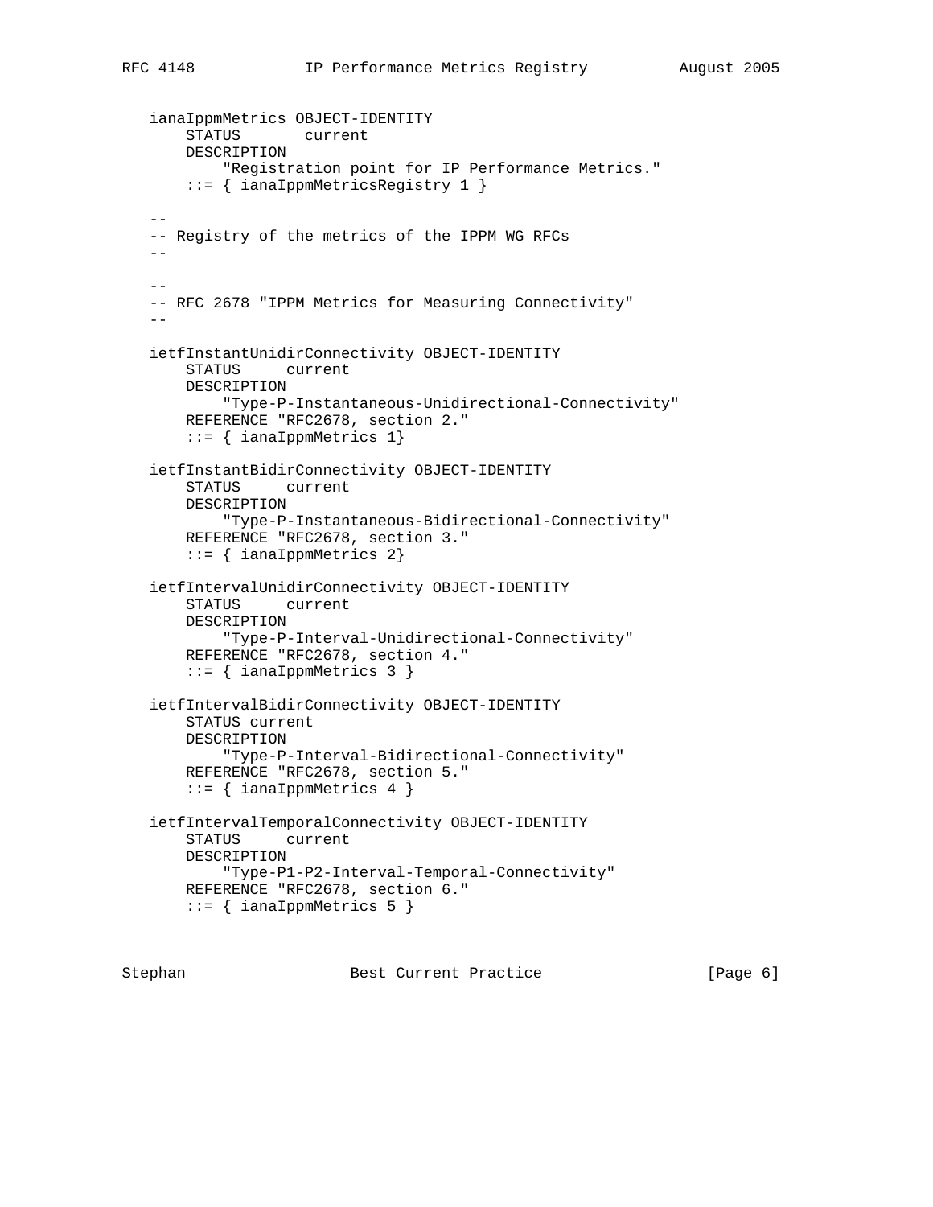```
   ianaIppmMetrics OBJECT-IDENTITY
       STATUS       current
       DESCRIPTION
           "Registration point for IP Performance Metrics."
       ::= { ianaIppmMetricsRegistry 1 }

   --
   -- Registry of the metrics of the IPPM WG RFCs
   --

   --
   -- RFC 2678 "IPPM Metrics for Measuring Connectivity"
   --

   ietfInstantUnidirConnectivity OBJECT-IDENTITY
       STATUS     current
       DESCRIPTION
           "Type-P-Instantaneous-Unidirectional-Connectivity"
       REFERENCE "RFC2678, section 2."
       ::= { ianaIppmMetrics 1}

   ietfInstantBidirConnectivity OBJECT-IDENTITY
       STATUS     current
       DESCRIPTION
           "Type-P-Instantaneous-Bidirectional-Connectivity"
       REFERENCE "RFC2678, section 3."
       ::= { ianaIppmMetrics 2}

   ietfIntervalUnidirConnectivity OBJECT-IDENTITY
       STATUS     current
       DESCRIPTION
           "Type-P-Interval-Unidirectional-Connectivity"
       REFERENCE "RFC2678, section 4."
       ::= { ianaIppmMetrics 3 }

   ietfIntervalBidirConnectivity OBJECT-IDENTITY
       STATUS current
       DESCRIPTION
           "Type-P-Interval-Bidirectional-Connectivity"
       REFERENCE "RFC2678, section 5."
       ::= { ianaIppmMetrics 4 }

   ietfIntervalTemporalConnectivity OBJECT-IDENTITY
       STATUS     current
       DESCRIPTION
           "Type-P1-P2-Interval-Temporal-Connectivity"
       REFERENCE "RFC2678, section 6."
       ::= { ianaIppmMetrics 5 }
```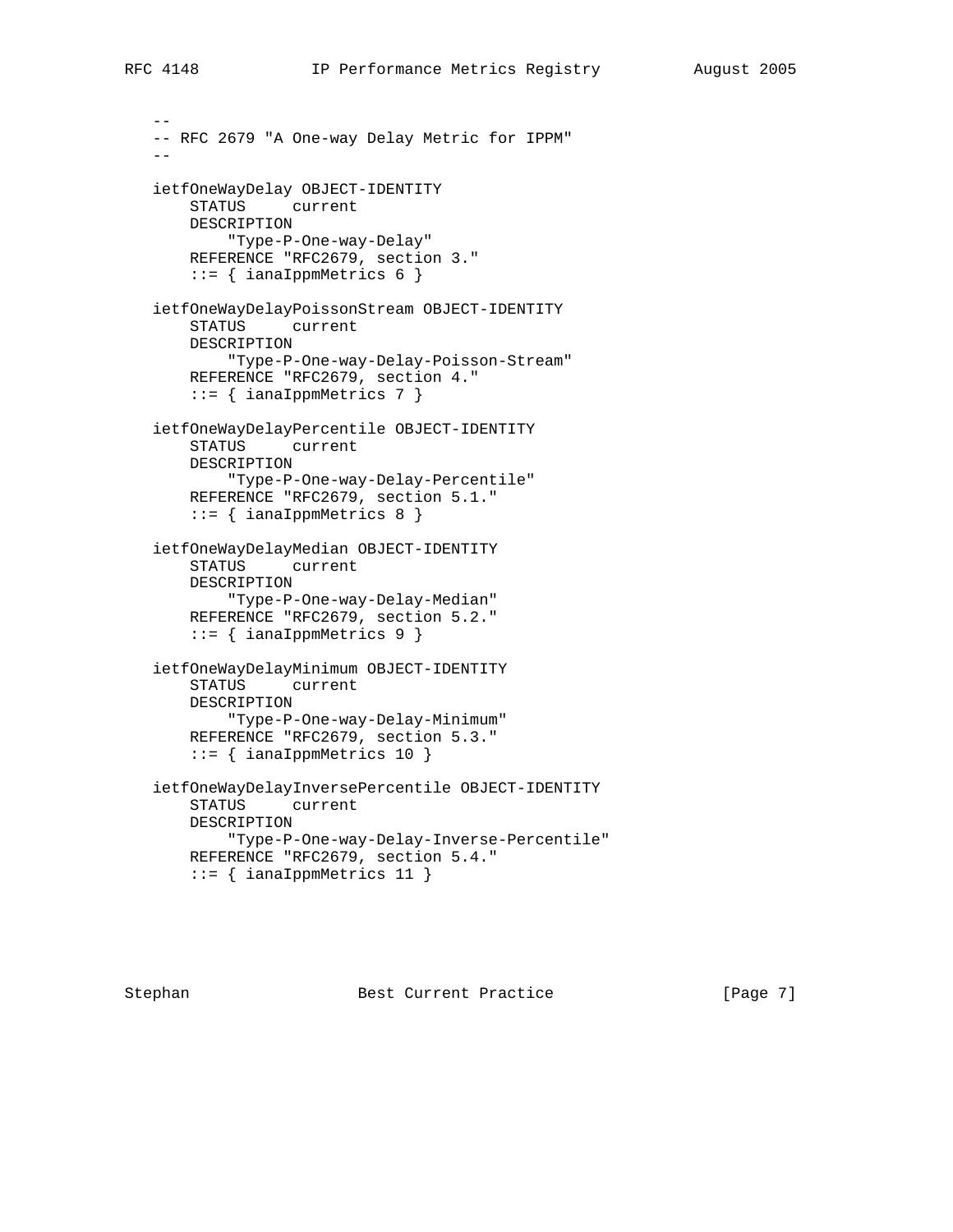```
   --
   -- RFC 2679 "A One-way Delay Metric for IPPM"
   --

   ietfOneWayDelay OBJECT-IDENTITY
       STATUS     current
       DESCRIPTION
           "Type-P-One-way-Delay"
       REFERENCE "RFC2679, section 3."
       ::= { ianaIppmMetrics 6 }

   ietfOneWayDelayPoissonStream OBJECT-IDENTITY
       STATUS     current
       DESCRIPTION
           "Type-P-One-way-Delay-Poisson-Stream"
       REFERENCE "RFC2679, section 4."
       ::= { ianaIppmMetrics 7 }

   ietfOneWayDelayPercentile OBJECT-IDENTITY
       STATUS     current
       DESCRIPTION
           "Type-P-One-way-Delay-Percentile"
       REFERENCE "RFC2679, section 5.1."
       ::= { ianaIppmMetrics 8 }

   ietfOneWayDelayMedian OBJECT-IDENTITY
       STATUS     current
       DESCRIPTION
           "Type-P-One-way-Delay-Median"
       REFERENCE "RFC2679, section 5.2."
       ::= { ianaIppmMetrics 9 }

   ietfOneWayDelayMinimum OBJECT-IDENTITY
       STATUS     current
       DESCRIPTION
           "Type-P-One-way-Delay-Minimum"
       REFERENCE "RFC2679, section 5.3."
       ::= { ianaIppmMetrics 10 }

   ietfOneWayDelayInversePercentile OBJECT-IDENTITY
       STATUS     current
       DESCRIPTION
           "Type-P-One-way-Delay-Inverse-Percentile"
       REFERENCE "RFC2679, section 5.4."
       ::= { ianaIppmMetrics 11 }
```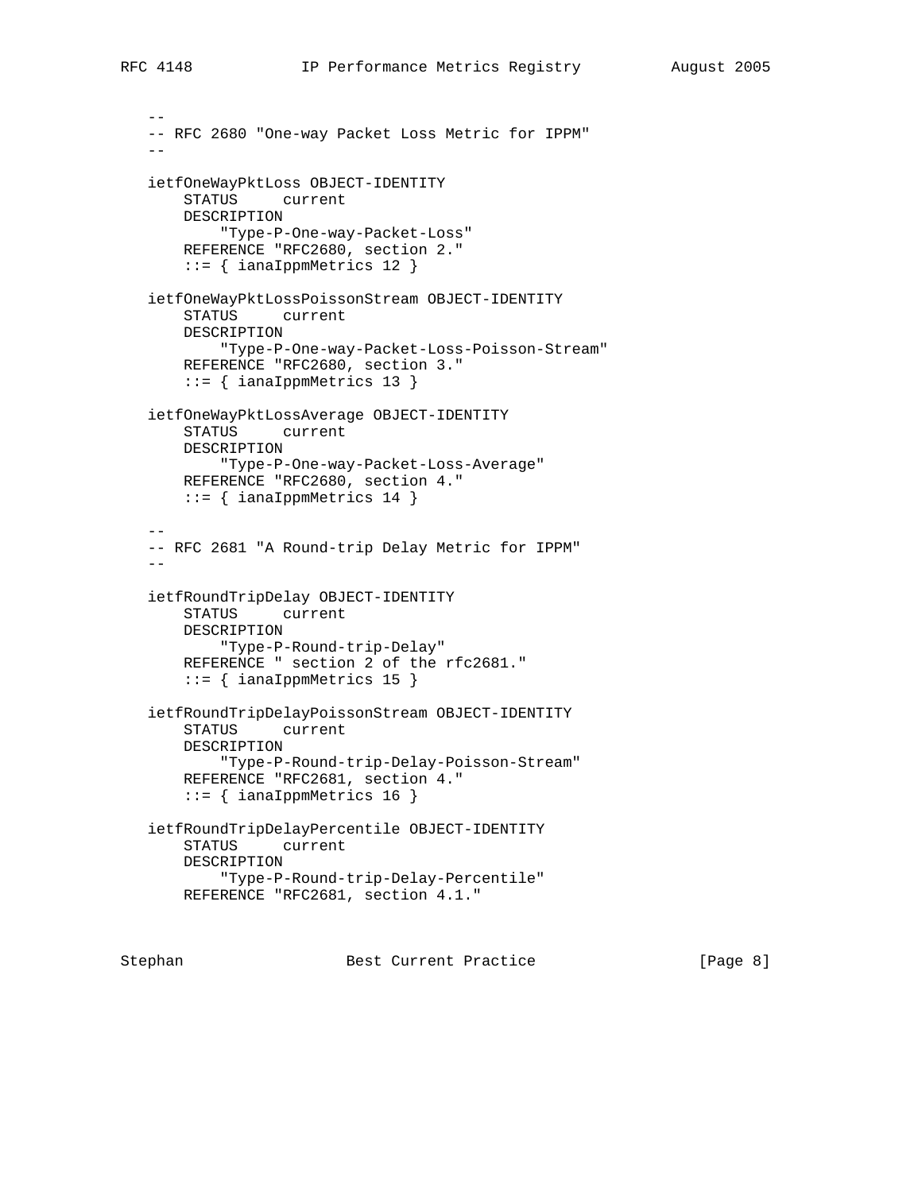```
   --
   -- RFC 2680 "One-way Packet Loss Metric for IPPM"
   --

   ietfOneWayPktLoss OBJECT-IDENTITY
       STATUS     current
       DESCRIPTION
           "Type-P-One-way-Packet-Loss"
       REFERENCE "RFC2680, section 2."
       ::= { ianaIppmMetrics 12 }

   ietfOneWayPktLossPoissonStream OBJECT-IDENTITY
       STATUS     current
       DESCRIPTION
           "Type-P-One-way-Packet-Loss-Poisson-Stream"
       REFERENCE "RFC2680, section 3."
       ::= { ianaIppmMetrics 13 }

   ietfOneWayPktLossAverage OBJECT-IDENTITY
       STATUS     current
       DESCRIPTION
           "Type-P-One-way-Packet-Loss-Average"
       REFERENCE "RFC2680, section 4."
       ::= { ianaIppmMetrics 14 }

   --
   -- RFC 2681 "A Round-trip Delay Metric for IPPM"
   --

   ietfRoundTripDelay OBJECT-IDENTITY
       STATUS     current
       DESCRIPTION
           "Type-P-Round-trip-Delay"
       REFERENCE " section 2 of the rfc2681."
       ::= { ianaIppmMetrics 15 }

   ietfRoundTripDelayPoissonStream OBJECT-IDENTITY
       STATUS     current
       DESCRIPTION
           "Type-P-Round-trip-Delay-Poisson-Stream"
       REFERENCE "RFC2681, section 4."
       ::= { ianaIppmMetrics 16 }

   ietfRoundTripDelayPercentile OBJECT-IDENTITY
       STATUS     current
       DESCRIPTION
           "Type-P-Round-trip-Delay-Percentile"
       REFERENCE "RFC2681, section 4.1."
```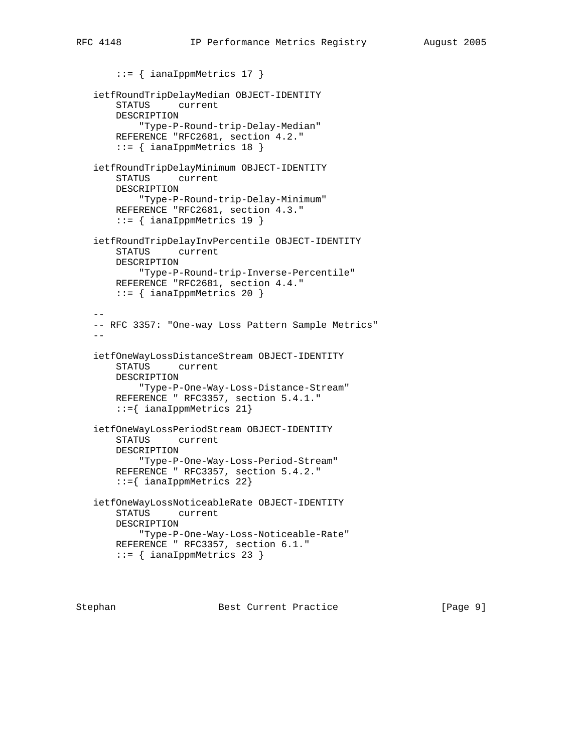```
       ::= { ianaIppmMetrics 17 }

   ietfRoundTripDelayMedian OBJECT-IDENTITY
       STATUS     current
       DESCRIPTION
           "Type-P-Round-trip-Delay-Median"
       REFERENCE "RFC2681, section 4.2."
       ::= { ianaIppmMetrics 18 }

   ietfRoundTripDelayMinimum OBJECT-IDENTITY
       STATUS     current
       DESCRIPTION
           "Type-P-Round-trip-Delay-Minimum"
       REFERENCE "RFC2681, section 4.3."
       ::= { ianaIppmMetrics 19 }

   ietfRoundTripDelayInvPercentile OBJECT-IDENTITY
       STATUS     current
       DESCRIPTION
           "Type-P-Round-trip-Inverse-Percentile"
       REFERENCE "RFC2681, section 4.4."
       ::= { ianaIppmMetrics 20 }

   --
   -- RFC 3357: "One-way Loss Pattern Sample Metrics"
   --

   ietfOneWayLossDistanceStream OBJECT-IDENTITY
       STATUS     current
       DESCRIPTION
           "Type-P-One-Way-Loss-Distance-Stream"
       REFERENCE " RFC3357, section 5.4.1."
       ::={ ianaIppmMetrics 21}

   ietfOneWayLossPeriodStream OBJECT-IDENTITY
       STATUS     current
       DESCRIPTION
           "Type-P-One-Way-Loss-Period-Stream"
       REFERENCE " RFC3357, section 5.4.2."
       ::={ ianaIppmMetrics 22}

   ietfOneWayLossNoticeableRate OBJECT-IDENTITY
       STATUS     current
       DESCRIPTION
           "Type-P-One-Way-Loss-Noticeable-Rate"
       REFERENCE " RFC3357, section 6.1."
       ::= { ianaIppmMetrics 23 }
```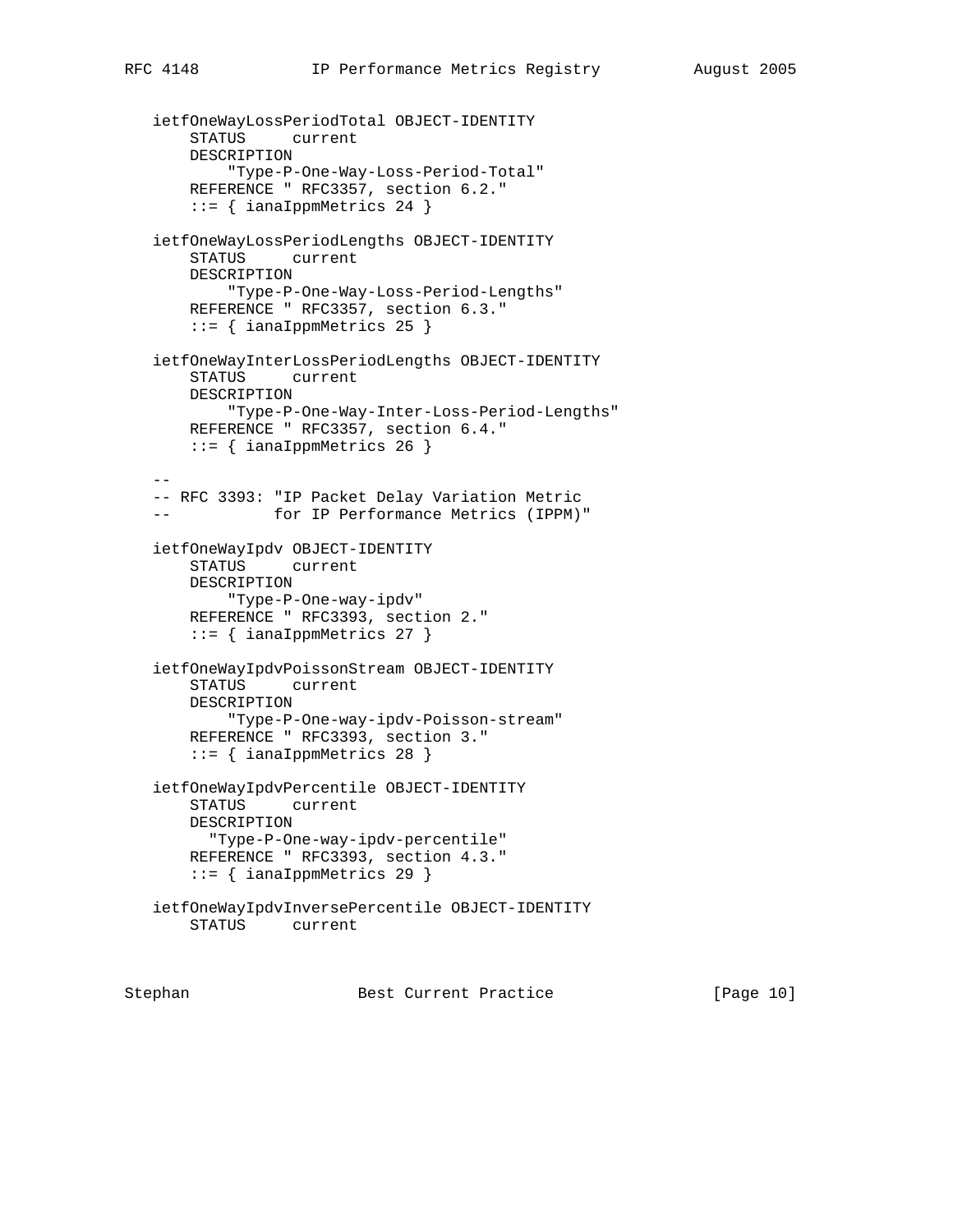```
   ietfOneWayLossPeriodTotal OBJECT-IDENTITY
       STATUS     current
       DESCRIPTION
           "Type-P-One-Way-Loss-Period-Total"
       REFERENCE " RFC3357, section 6.2."
       ::= { ianaIppmMetrics 24 }

   ietfOneWayLossPeriodLengths OBJECT-IDENTITY
       STATUS     current
       DESCRIPTION
           "Type-P-One-Way-Loss-Period-Lengths"
       REFERENCE " RFC3357, section 6.3."
       ::= { ianaIppmMetrics 25 }

   ietfOneWayInterLossPeriodLengths OBJECT-IDENTITY
       STATUS     current
       DESCRIPTION
           "Type-P-One-Way-Inter-Loss-Period-Lengths"
       REFERENCE " RFC3357, section 6.4."
       ::= { ianaIppmMetrics 26 }

   --
   -- RFC 3393: "IP Packet Delay Variation Metric
   --           for IP Performance Metrics (IPPM)"

   ietfOneWayIpdv OBJECT-IDENTITY
       STATUS     current
       DESCRIPTION
           "Type-P-One-way-ipdv"
       REFERENCE " RFC3393, section 2."
       ::= { ianaIppmMetrics 27 }

   ietfOneWayIpdvPoissonStream OBJECT-IDENTITY
       STATUS     current
       DESCRIPTION
           "Type-P-One-way-ipdv-Poisson-stream"
       REFERENCE " RFC3393, section 3."
       ::= { ianaIppmMetrics 28 }

   ietfOneWayIpdvPercentile OBJECT-IDENTITY
       STATUS     current
       DESCRIPTION
         "Type-P-One-way-ipdv-percentile"
       REFERENCE " RFC3393, section 4.3."
       ::= { ianaIppmMetrics 29 }

   ietfOneWayIpdvInversePercentile OBJECT-IDENTITY
       STATUS     current
```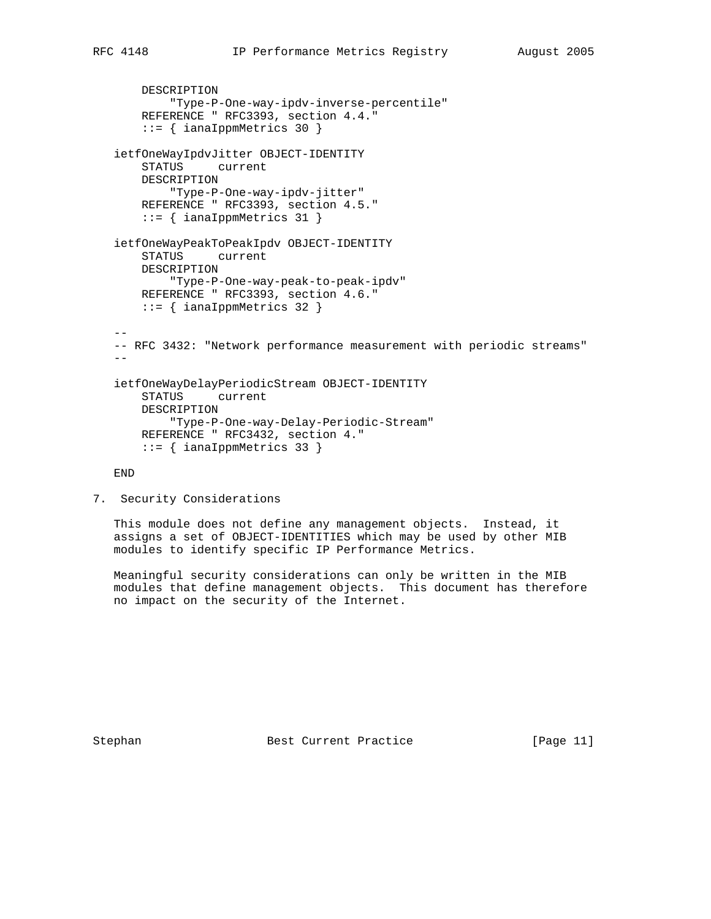```
    DESCRIPTION
        "Type-P-One-way-ipdv-inverse-percentile"
    REFERENCE " RFC3393, section 4.4."
    ::= { ianaIppmMetrics 30 }

ietfOneWayIpdvJitter OBJECT-IDENTITY
    STATUS     current
    DESCRIPTION
        "Type-P-One-way-ipdv-jitter"
    REFERENCE " RFC3393, section 4.5."
    ::= { ianaIppmMetrics 31 }

ietfOneWayPeakToPeakIpdv OBJECT-IDENTITY
    STATUS     current
    DESCRIPTION
        "Type-P-One-way-peak-to-peak-ipdv"
    REFERENCE " RFC3393, section 4.6."
    ::= { ianaIppmMetrics 32 }

--
-- RFC 3432: "Network performance measurement with periodic streams"
--

ietfOneWayDelayPeriodicStream OBJECT-IDENTITY
    STATUS     current
    DESCRIPTION
        "Type-P-One-way-Delay-Periodic-Stream"
    REFERENCE " RFC3432, section 4."
    ::= { ianaIppmMetrics 33 }

END
```

## 7. Security Considerations

This module does not define any management objects. Instead, it assigns a set of OBJECT-IDENTITIES which may be used by other MIB modules to identify specific IP Performance Metrics.

Meaningful security considerations can only be written in the MIB modules that define management objects. This document has therefore no impact on the security of the Internet.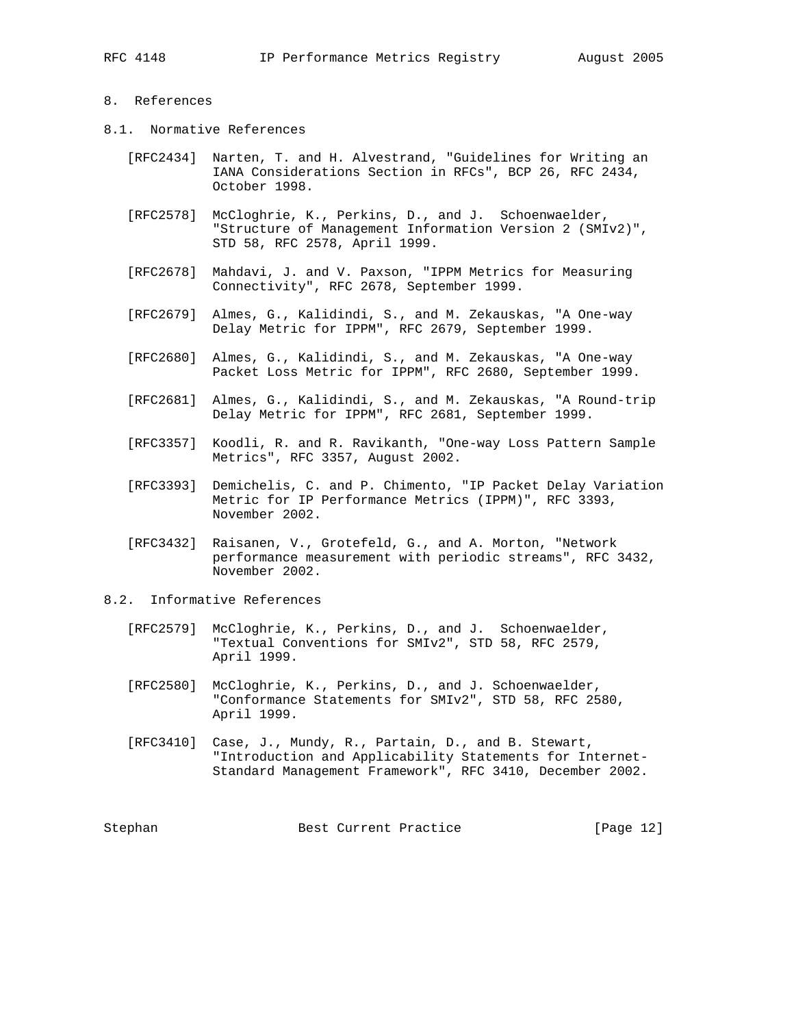## 8. References

### 8.1. Normative References

[RFC2434] Narten, T. and H. Alvestrand, "Guidelines for Writing an IANA Considerations Section in RFCs", BCP 26, RFC 2434, October 1998.

[RFC2578] McCloghrie, K., Perkins, D., and J. Schoenwaelder, "Structure of Management Information Version 2 (SMIv2)", STD 58, RFC 2578, April 1999.

[RFC2678] Mahdavi, J. and V. Paxson, "IPPM Metrics for Measuring Connectivity", RFC 2678, September 1999.

[RFC2679] Almes, G., Kalidindi, S., and M. Zekauskas, "A One-way Delay Metric for IPPM", RFC 2679, September 1999.

[RFC2680] Almes, G., Kalidindi, S., and M. Zekauskas, "A One-way Packet Loss Metric for IPPM", RFC 2680, September 1999.

[RFC2681] Almes, G., Kalidindi, S., and M. Zekauskas, "A Round-trip Delay Metric for IPPM", RFC 2681, September 1999.

[RFC3357] Koodli, R. and R. Ravikanth, "One-way Loss Pattern Sample Metrics", RFC 3357, August 2002.

[RFC3393] Demichelis, C. and P. Chimento, "IP Packet Delay Variation Metric for IP Performance Metrics (IPPM)", RFC 3393, November 2002.

[RFC3432] Raisanen, V., Grotefeld, G., and A. Morton, "Network performance measurement with periodic streams", RFC 3432, November 2002.

### 8.2. Informative References

[RFC2579] McCloghrie, K., Perkins, D., and J. Schoenwaelder, "Textual Conventions for SMIv2", STD 58, RFC 2579, April 1999.

[RFC2580] McCloghrie, K., Perkins, D., and J. Schoenwaelder, "Conformance Statements for SMIv2", STD 58, RFC 2580, April 1999.

[RFC3410] Case, J., Mundy, R., Partain, D., and B. Stewart, "Introduction and Applicability Statements for Internet-Standard Management Framework", RFC 3410, December 2002.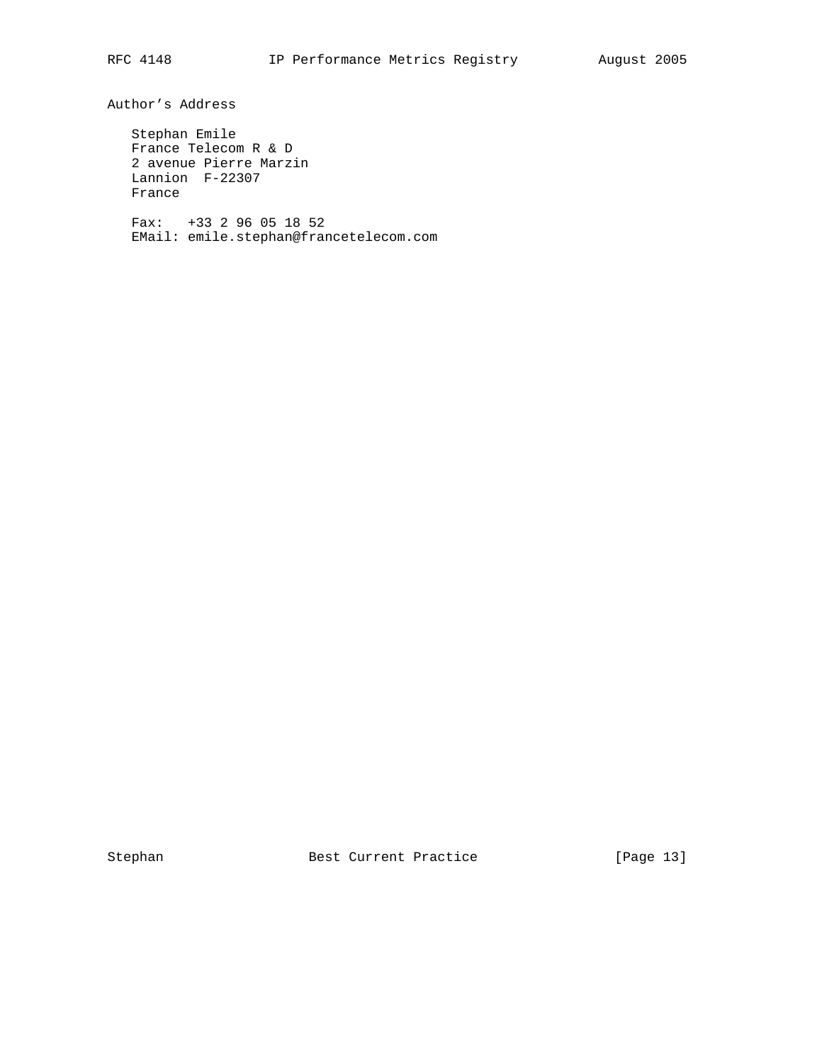## Author's Address

Stephan Emile
France Telecom R & D
2 avenue Pierre Marzin
Lannion  F-22307
France

Fax:   +33 2 96 05 18 52
EMail: emile.stephan@francetelecom.com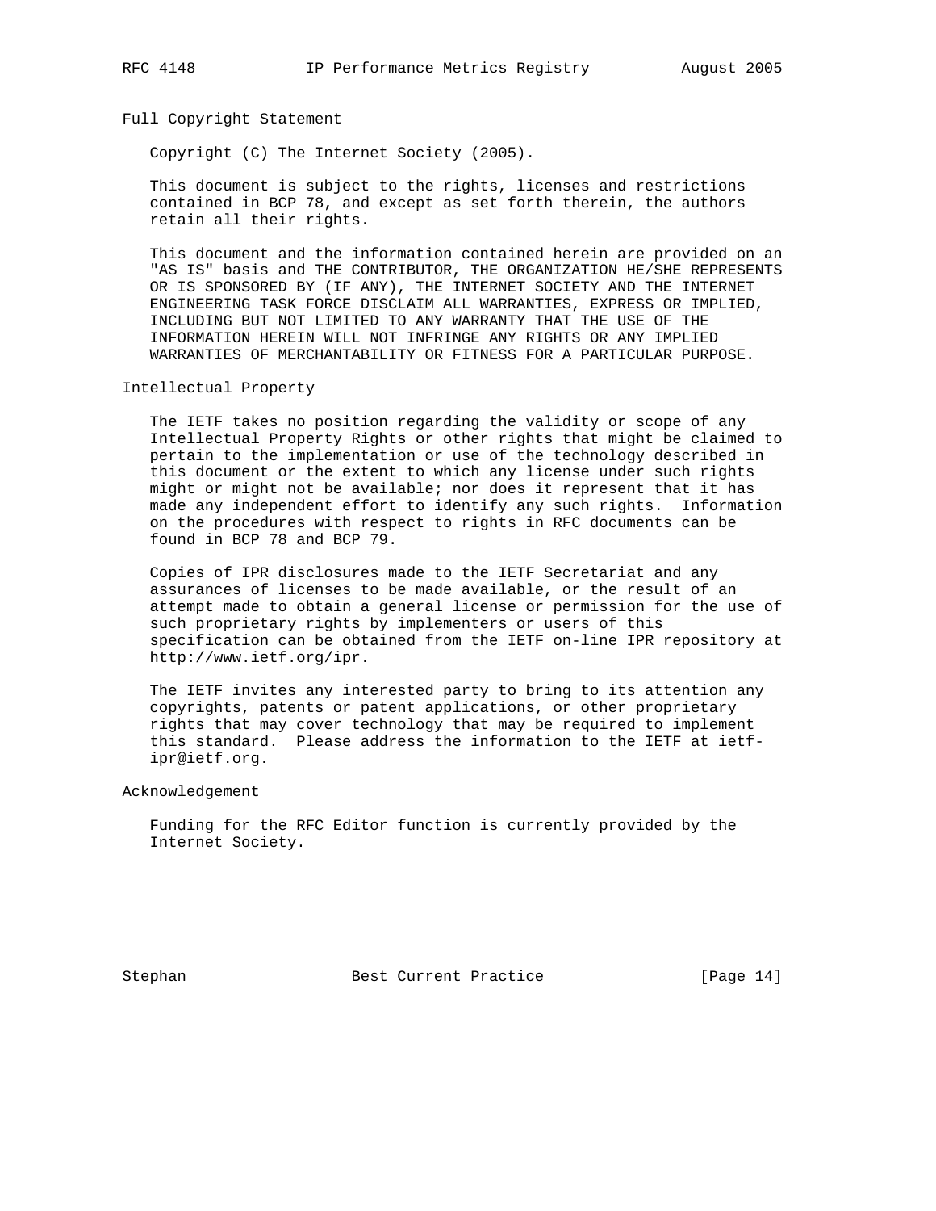## Full Copyright Statement

Copyright (C) The Internet Society (2005).

This document is subject to the rights, licenses and restrictions contained in BCP 78, and except as set forth therein, the authors retain all their rights.

This document and the information contained herein are provided on an "AS IS" basis and THE CONTRIBUTOR, THE ORGANIZATION HE/SHE REPRESENTS OR IS SPONSORED BY (IF ANY), THE INTERNET SOCIETY AND THE INTERNET ENGINEERING TASK FORCE DISCLAIM ALL WARRANTIES, EXPRESS OR IMPLIED, INCLUDING BUT NOT LIMITED TO ANY WARRANTY THAT THE USE OF THE INFORMATION HEREIN WILL NOT INFRINGE ANY RIGHTS OR ANY IMPLIED WARRANTIES OF MERCHANTABILITY OR FITNESS FOR A PARTICULAR PURPOSE.

## Intellectual Property

The IETF takes no position regarding the validity or scope of any Intellectual Property Rights or other rights that might be claimed to pertain to the implementation or use of the technology described in this document or the extent to which any license under such rights might or might not be available; nor does it represent that it has made any independent effort to identify any such rights. Information on the procedures with respect to rights in RFC documents can be found in BCP 78 and BCP 79.

Copies of IPR disclosures made to the IETF Secretariat and any assurances of licenses to be made available, or the result of an attempt made to obtain a general license or permission for the use of such proprietary rights by implementers or users of this specification can be obtained from the IETF on-line IPR repository at http://www.ietf.org/ipr.

The IETF invites any interested party to bring to its attention any copyrights, patents or patent applications, or other proprietary rights that may cover technology that may be required to implement this standard. Please address the information to the IETF at ietf-ipr@ietf.org.

## Acknowledgement

Funding for the RFC Editor function is currently provided by the Internet Society.